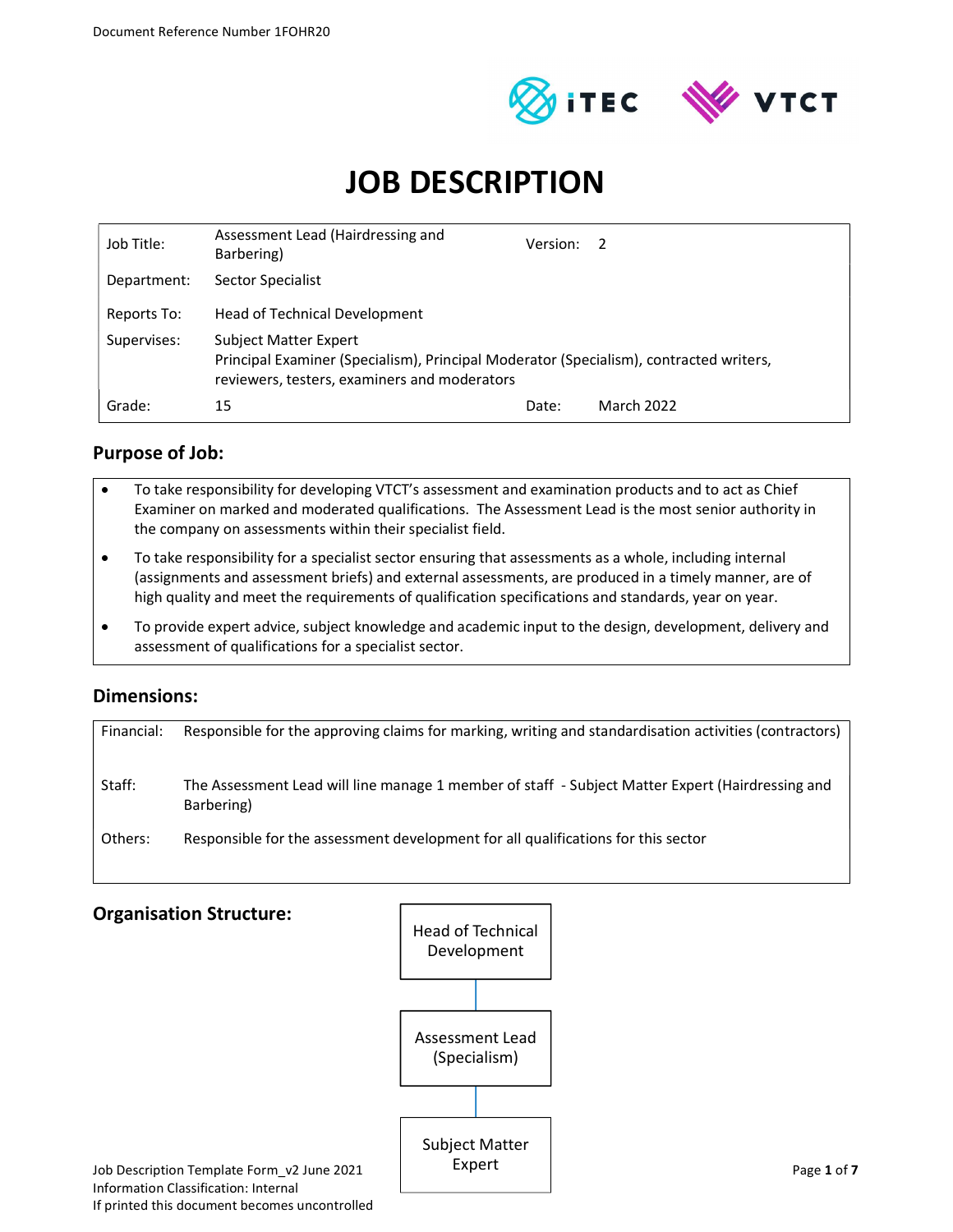Document Reference Number 1FOHR20

# JOB DESCRIPTION

| | | | |
|---|---|---|---|
| Job Title: | Assessment Lead (Hairdressing and Barbering) | Version: | 2 |
| Department: | Sector Specialist | | |
| Reports To: | Head of Technical Development | | |
| Supervises: | Subject Matter Expert<br>Principal Examiner (Specialism), Principal Moderator (Specialism), contracted writers, reviewers, testers, examiners and moderators | | |
| Grade: | 15 | Date: | March 2022 |

## Purpose of Job:

- To take responsibility for developing VTCT's assessment and examination products and to act as Chief Examiner on marked and moderated qualifications. The Assessment Lead is the most senior authority in the company on assessments within their specialist field.
- To take responsibility for a specialist sector ensuring that assessments as a whole, including internal (assignments and assessment briefs) and external assessments, are produced in a timely manner, are of high quality and meet the requirements of qualification specifications and standards, year on year.
- To provide expert advice, subject knowledge and academic input to the design, development, delivery and assessment of qualifications for a specialist sector.

## Dimensions:

| | |
|---|---|
| Financial: | Responsible for the approving claims for marking, writing and standardisation activities (contractors) |
| Staff: | The Assessment Lead will line manage 1 member of staff - Subject Matter Expert (Hairdressing and Barbering) |
| Others: | Responsible for the assessment development for all qualifications for this sector |

## Organisation Structure:

Head of Technical Development

↓

Assessment Lead (Specialism)

↓

Subject Matter Expert

Job Description Template Form_v2 June 2021
Information Classification: Internal
If printed this document becomes uncontrolled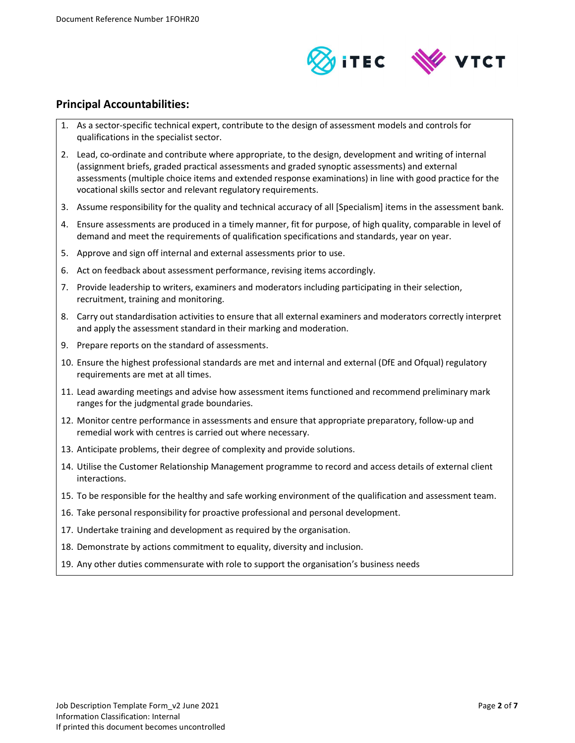## Principal Accountabilities:

1. As a sector-specific technical expert, contribute to the design of assessment models and controls for qualifications in the specialist sector.
2. Lead, co-ordinate and contribute where appropriate, to the design, development and writing of internal (assignment briefs, graded practical assessments and graded synoptic assessments) and external assessments (multiple choice items and extended response examinations) in line with good practice for the vocational skills sector and relevant regulatory requirements.
3. Assume responsibility for the quality and technical accuracy of all [Specialism] items in the assessment bank.
4. Ensure assessments are produced in a timely manner, fit for purpose, of high quality, comparable in level of demand and meet the requirements of qualification specifications and standards, year on year.
5. Approve and sign off internal and external assessments prior to use.
6. Act on feedback about assessment performance, revising items accordingly.
7. Provide leadership to writers, examiners and moderators including participating in their selection, recruitment, training and monitoring.
8. Carry out standardisation activities to ensure that all external examiners and moderators correctly interpret and apply the assessment standard in their marking and moderation.
9. Prepare reports on the standard of assessments.
10. Ensure the highest professional standards are met and internal and external (DfE and Ofqual) regulatory requirements are met at all times.
11. Lead awarding meetings and advise how assessment items functioned and recommend preliminary mark ranges for the judgmental grade boundaries.
12. Monitor centre performance in assessments and ensure that appropriate preparatory, follow-up and remedial work with centres is carried out where necessary.
13. Anticipate problems, their degree of complexity and provide solutions.
14. Utilise the Customer Relationship Management programme to record and access details of external client interactions.
15. To be responsible for the healthy and safe working environment of the qualification and assessment team.
16. Take personal responsibility for proactive professional and personal development.
17. Undertake training and development as required by the organisation.
18. Demonstrate by actions commitment to equality, diversity and inclusion.
19. Any other duties commensurate with role to support the organisation's business needs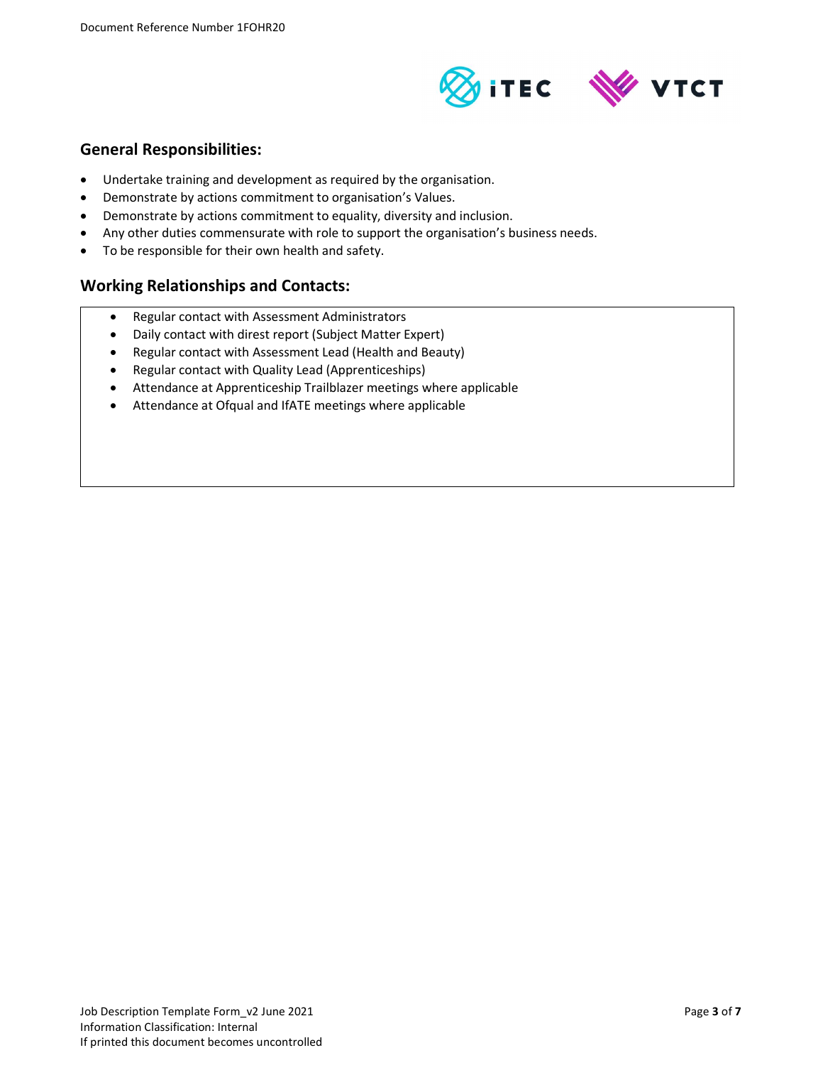## General Responsibilities:

- Undertake training and development as required by the organisation.
- Demonstrate by actions commitment to organisation's Values.
- Demonstrate by actions commitment to equality, diversity and inclusion.
- Any other duties commensurate with role to support the organisation's business needs.
- To be responsible for their own health and safety.

## Working Relationships and Contacts:

- Regular contact with Assessment Administrators
- Daily contact with direst report (Subject Matter Expert)
- Regular contact with Assessment Lead (Health and Beauty)
- Regular contact with Quality Lead (Apprenticeships)
- Attendance at Apprenticeship Trailblazer meetings where applicable
- Attendance at Ofqual and IfATE meetings where applicable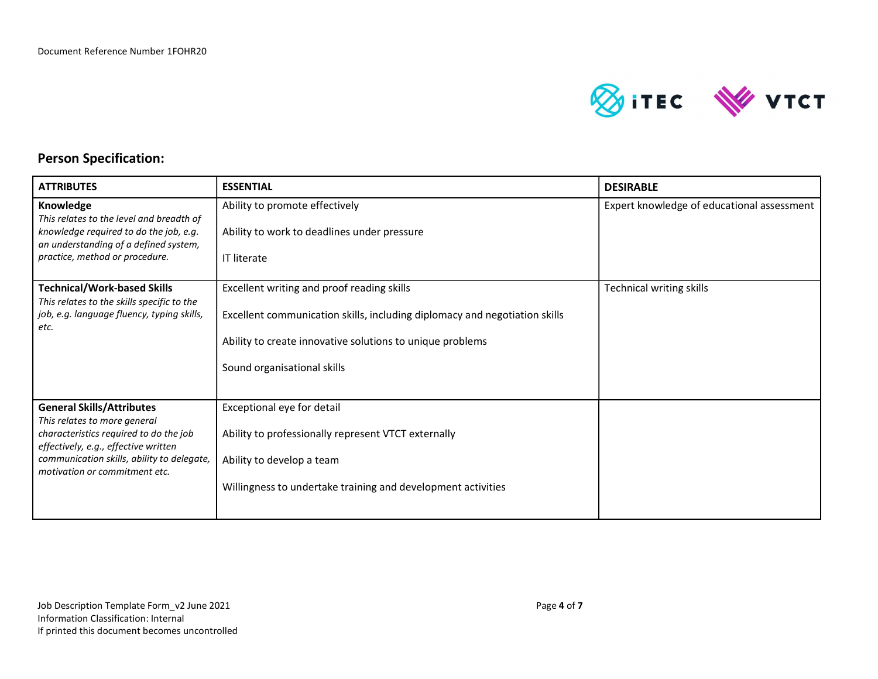## Person Specification:

| ATTRIBUTES | ESSENTIAL | DESIRABLE |
|---|---|---|
| **Knowledge**<br>*This relates to the level and breadth of knowledge required to do the job, e.g. an understanding of a defined system, practice, method or procedure.* | Ability to promote effectively<br><br>Ability to work to deadlines under pressure<br><br>IT literate | Expert knowledge of educational assessment |
| **Technical/Work-based Skills**<br>*This relates to the skills specific to the job, e.g. language fluency, typing skills, etc.* | Excellent writing and proof reading skills<br><br>Excellent communication skills, including diplomacy and negotiation skills<br><br>Ability to create innovative solutions to unique problems<br><br>Sound organisational skills | Technical writing skills |
| **General Skills/Attributes**<br>*This relates to more general characteristics required to do the job effectively, e.g., effective written communication skills, ability to delegate, motivation or commitment etc.* | Exceptional eye for detail<br><br>Ability to professionally represent VTCT externally<br><br>Ability to develop a team<br><br>Willingness to undertake training and development activities | |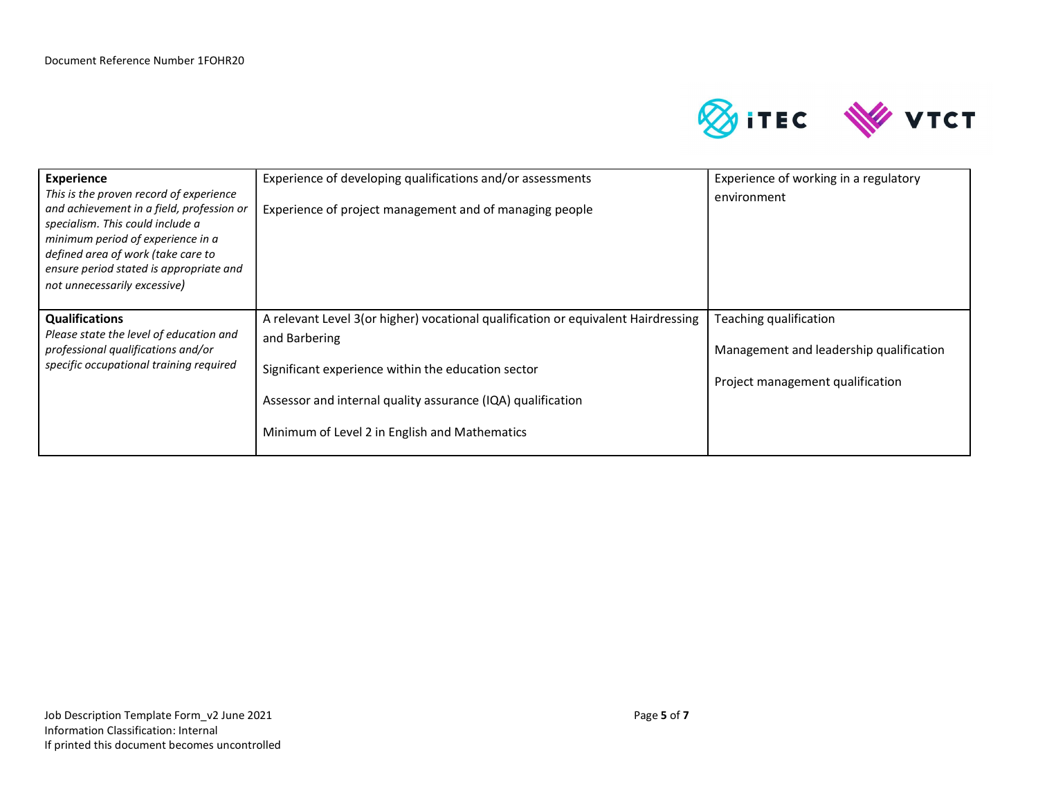| | | |
|---|---|---|
| **Experience**<br>*This is the proven record of experience and achievement in a field, profession or specialism. This could include a minimum period of experience in a defined area of work (take care to ensure period stated is appropriate and not unnecessarily excessive)* | Experience of developing qualifications and/or assessments<br><br>Experience of project management and of managing people | Experience of working in a regulatory environment |
| **Qualifications**<br>*Please state the level of education and professional qualifications and/or specific occupational training required* | A relevant Level 3(or higher) vocational qualification or equivalent Hairdressing and Barbering<br><br>Significant experience within the education sector<br><br>Assessor and internal quality assurance (IQA) qualification<br><br>Minimum of Level 2 in English and Mathematics | Teaching qualification<br><br>Management and leadership qualification<br><br>Project management qualification |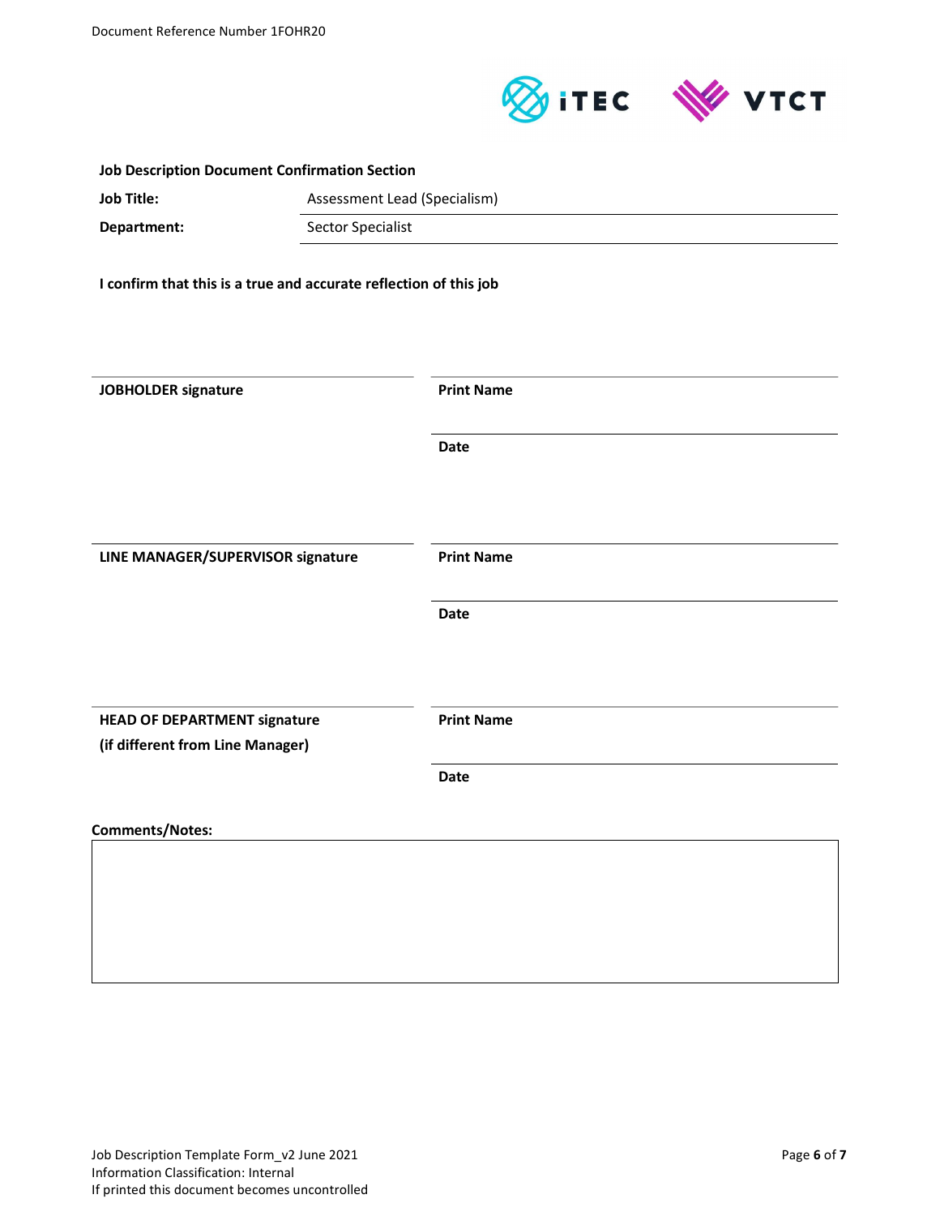**Job Description Document Confirmation Section**

| | |
|---|---|
| **Job Title:** | Assessment Lead (Specialism) |
| **Department:** | Sector Specialist |

**I confirm that this is a true and accurate reflection of this job**

| | |
|---|---|
| **JOBHOLDER signature** | **Print Name** |
| | **Date** |
| **LINE MANAGER/SUPERVISOR signature** | **Print Name** |
| | **Date** |
| **HEAD OF DEPARTMENT signature (if different from Line Manager)** | **Print Name** |
| | **Date** |

**Comments/Notes:**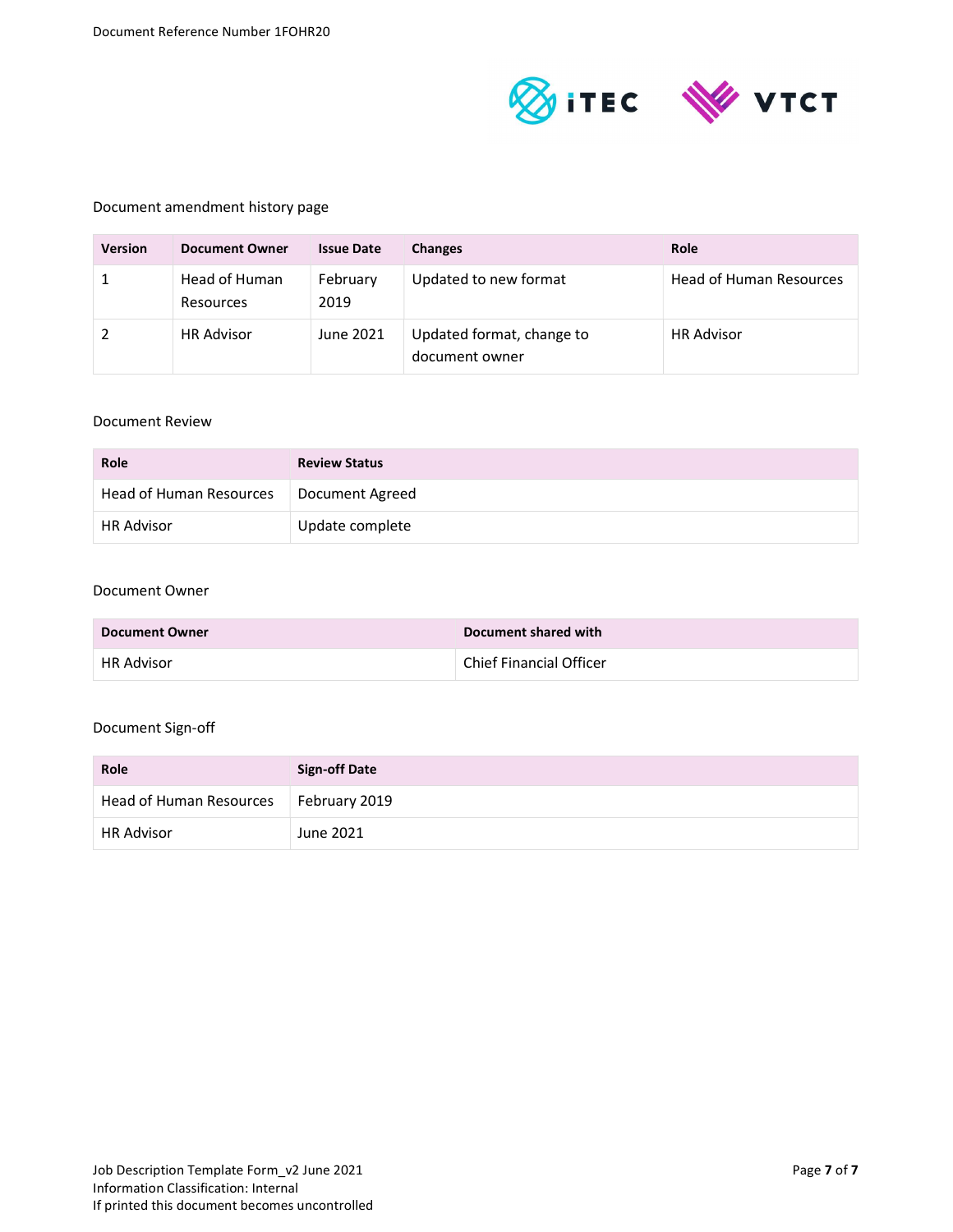Document amendment history page

| Version | Document Owner | Issue Date | Changes | Role |
|---|---|---|---|---|
| 1 | Head of Human Resources | February 2019 | Updated to new format | Head of Human Resources |
| 2 | HR Advisor | June 2021 | Updated format, change to document owner | HR Advisor |

Document Review

| Role | Review Status |
|---|---|
| Head of Human Resources | Document Agreed |
| HR Advisor | Update complete |

Document Owner

| Document Owner | Document shared with |
|---|---|
| HR Advisor | Chief Financial Officer |

Document Sign-off

| Role | Sign-off Date |
|---|---|
| Head of Human Resources | February 2019 |
| HR Advisor | June 2021 |